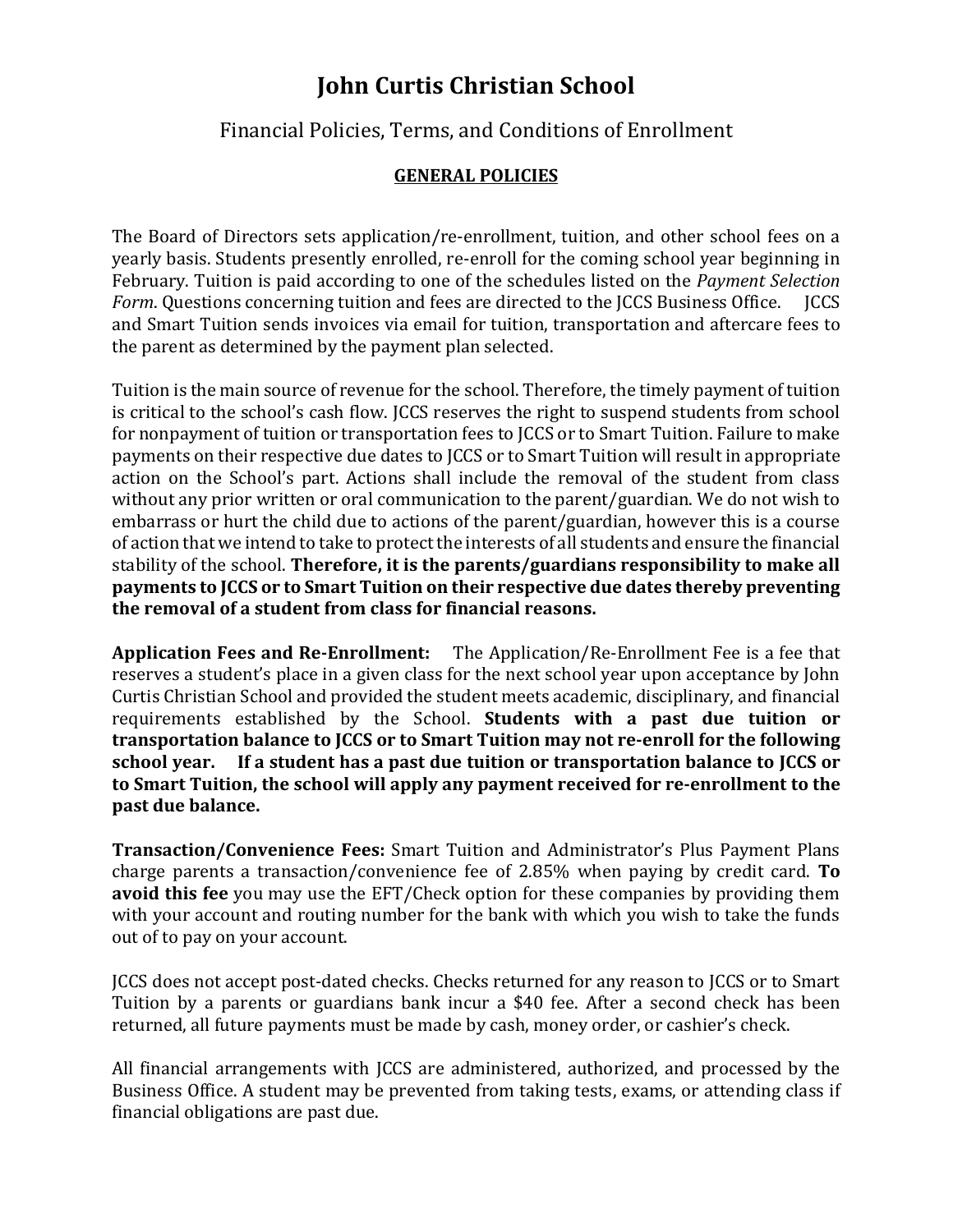# John Curtis Christian School

## Financial Policies, Terms, and Conditions of Enrollment

### GENERAL POLICIES

The Board of Directors sets application/re-enrollment, tuition, and other school fees on a yearly basis. Students presently enrolled, re-enroll for the coming school year beginning in February. Tuition is paid according to one of the schedules listed on the *Payment Selection Form*. Questions concerning tuition and fees are directed to the JCCS Business Office. JCCS and Smart Tuition sends invoices via email for tuition, transportation and aftercare fees to the parent as determined by the payment plan selected.

Tuition is the main source of revenue for the school. Therefore, the timely payment of tuition is critical to the school's cash flow. JCCS reserves the right to suspend students from school for nonpayment of tuition or transportation fees to JCCS or to Smart Tuition. Failure to make payments on their respective due dates to JCCS or to Smart Tuition will result in appropriate action on the School's part. Actions shall include the removal of the student from class without any prior written or oral communication to the parent/guardian. We do not wish to embarrass or hurt the child due to actions of the parent/guardian, however this is a course of action that we intend to take to protect the interests of all students and ensure the financial stability of the school. **Therefore, it is the parents/guardians responsibility to make all payments to JCCS or to Smart Tuition on their respective due dates thereby preventing the removal of a student from class for financial reasons.**

**Application Fees and Re-Enrollment:** The Application/Re-Enrollment Fee is a fee that reserves a student's place in a given class for the next school year upon acceptance by John Curtis Christian School and provided the student meets academic, disciplinary, and financial requirements established by the School. **Students with a past due tuition or transportation balance to JCCS or to Smart Tuition may not re-enroll for the following school year. If a student has a past due tuition or transportation balance to JCCS or to Smart Tuition, the school will apply any payment received for re-enrollment to the past due balance.**

**Transaction/Convenience Fees:** Smart Tuition and Administrator's Plus Payment Plans charge parents a transaction/convenience fee of 2.85% when paying by credit card. **To avoid this fee** you may use the EFT/Check option for these companies by providing them with your account and routing number for the bank with which you wish to take the funds out of to pay on your account.

JCCS does not accept post-dated checks. Checks returned for any reason to JCCS or to Smart Tuition by a parents or guardians bank incur a $40 fee. After a second check has been returned, all future payments must be made by cash, money order, or cashier's check.

All financial arrangements with JCCS are administered, authorized, and processed by the Business Office. A student may be prevented from taking tests, exams, or attending class if financial obligations are past due.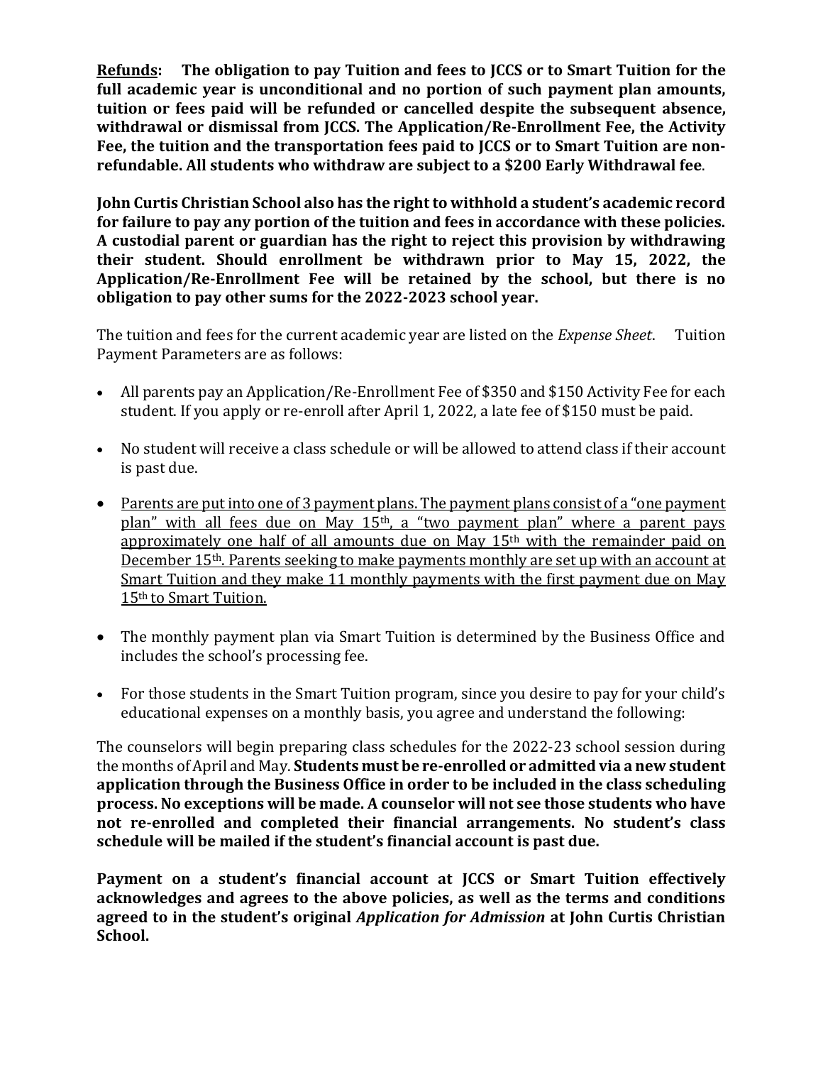**<u>Refunds</u>: The obligation to pay Tuition and fees to JCCS or to Smart Tuition for the full academic year is unconditional and no portion of such payment plan amounts, tuition or fees paid will be refunded or cancelled despite the subsequent absence, withdrawal or dismissal from JCCS. The Application/Re-Enrollment Fee, the Activity Fee, the tuition and the transportation fees paid to JCCS or to Smart Tuition are non-refundable. All students who withdraw are subject to a $200 Early Withdrawal fee**.

**John Curtis Christian School also has the right to withhold a student's academic record for failure to pay any portion of the tuition and fees in accordance with these policies. A custodial parent or guardian has the right to reject this provision by withdrawing their student. Should enrollment be withdrawn prior to May 15, 2022, the Application/Re-Enrollment Fee will be retained by the school, but there is no obligation to pay other sums for the 2022-2023 school year.**

The tuition and fees for the current academic year are listed on the *Expense Sheet*. Tuition Payment Parameters are as follows:

- All parents pay an Application/Re-Enrollment Fee of $350 and $150 Activity Fee for each student. If you apply or re-enroll after April 1, 2022, a late fee of $150 must be paid.
- No student will receive a class schedule or will be allowed to attend class if their account is past due.
- <u>Parents are put into one of 3 payment plans. The payment plans consist of a "one payment plan" with all fees due on May 15th, a "two payment plan" where a parent pays approximately one half of all amounts due on May 15th with the remainder paid on December 15th. Parents seeking to make payments monthly are set up with an account at Smart Tuition and they make 11 monthly payments with the first payment due on May 15th to Smart Tuition.</u>
- The monthly payment plan via Smart Tuition is determined by the Business Office and includes the school's processing fee.
- For those students in the Smart Tuition program, since you desire to pay for your child's educational expenses on a monthly basis, you agree and understand the following:

The counselors will begin preparing class schedules for the 2022-23 school session during the months of April and May. **Students must be re-enrolled or admitted via a new student application through the Business Office in order to be included in the class scheduling process. No exceptions will be made. A counselor will not see those students who have not re-enrolled and completed their financial arrangements. No student's class schedule will be mailed if the student's financial account is past due.**

**Payment on a student's financial account at JCCS or Smart Tuition effectively acknowledges and agrees to the above policies, as well as the terms and conditions agreed to in the student's original *Application for Admission* at John Curtis Christian School.**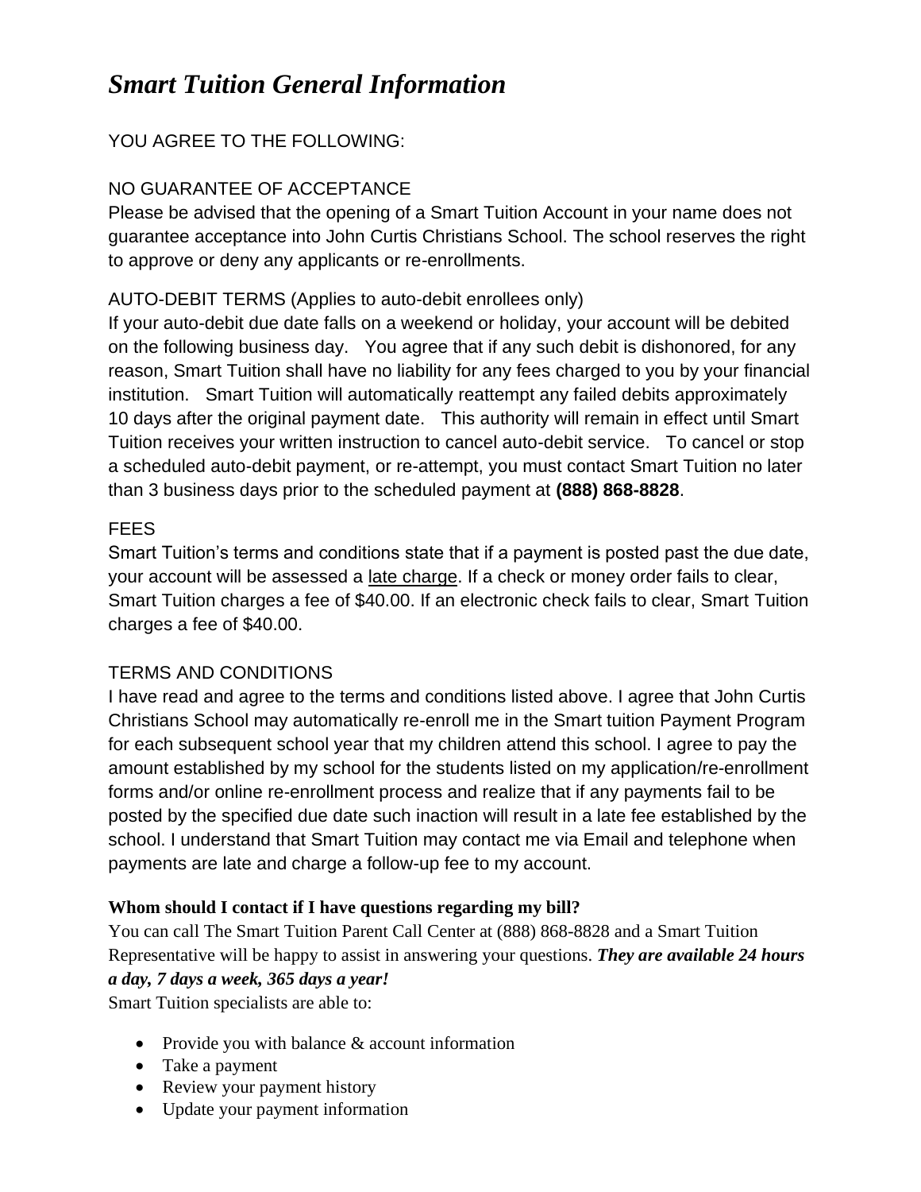# *Smart Tuition General Information*

YOU AGREE TO THE FOLLOWING:

NO GUARANTEE OF ACCEPTANCE

Please be advised that the opening of a Smart Tuition Account in your name does not guarantee acceptance into John Curtis Christians School. The school reserves the right to approve or deny any applicants or re-enrollments.

AUTO-DEBIT TERMS (Applies to auto-debit enrollees only)

If your auto-debit due date falls on a weekend or holiday, your account will be debited on the following business day. You agree that if any such debit is dishonored, for any reason, Smart Tuition shall have no liability for any fees charged to you by your financial institution. Smart Tuition will automatically reattempt any failed debits approximately 10 days after the original payment date. This authority will remain in effect until Smart Tuition receives your written instruction to cancel auto-debit service. To cancel or stop a scheduled auto-debit payment, or re-attempt, you must contact Smart Tuition no later than 3 business days prior to the scheduled payment at **(888) 868-8828**.

FEES

Smart Tuition's terms and conditions state that if a payment is posted past the due date, your account will be assessed a late charge. If a check or money order fails to clear, Smart Tuition charges a fee of $40.00. If an electronic check fails to clear, Smart Tuition charges a fee of $40.00.

TERMS AND CONDITIONS

I have read and agree to the terms and conditions listed above. I agree that John Curtis Christians School may automatically re-enroll me in the Smart tuition Payment Program for each subsequent school year that my children attend this school. I agree to pay the amount established by my school for the students listed on my application/re-enrollment forms and/or online re-enrollment process and realize that if any payments fail to be posted by the specified due date such inaction will result in a late fee established by the school. I understand that Smart Tuition may contact me via Email and telephone when payments are late and charge a follow-up fee to my account.

**Whom should I contact if I have questions regarding my bill?**

You can call The Smart Tuition Parent Call Center at (888) 868-8828 and a Smart Tuition Representative will be happy to assist in answering your questions. ***They are available 24 hours a day, 7 days a week, 365 days a year!***

Smart Tuition specialists are able to:

- Provide you with balance & account information
- Take a payment
- Review your payment history
- Update your payment information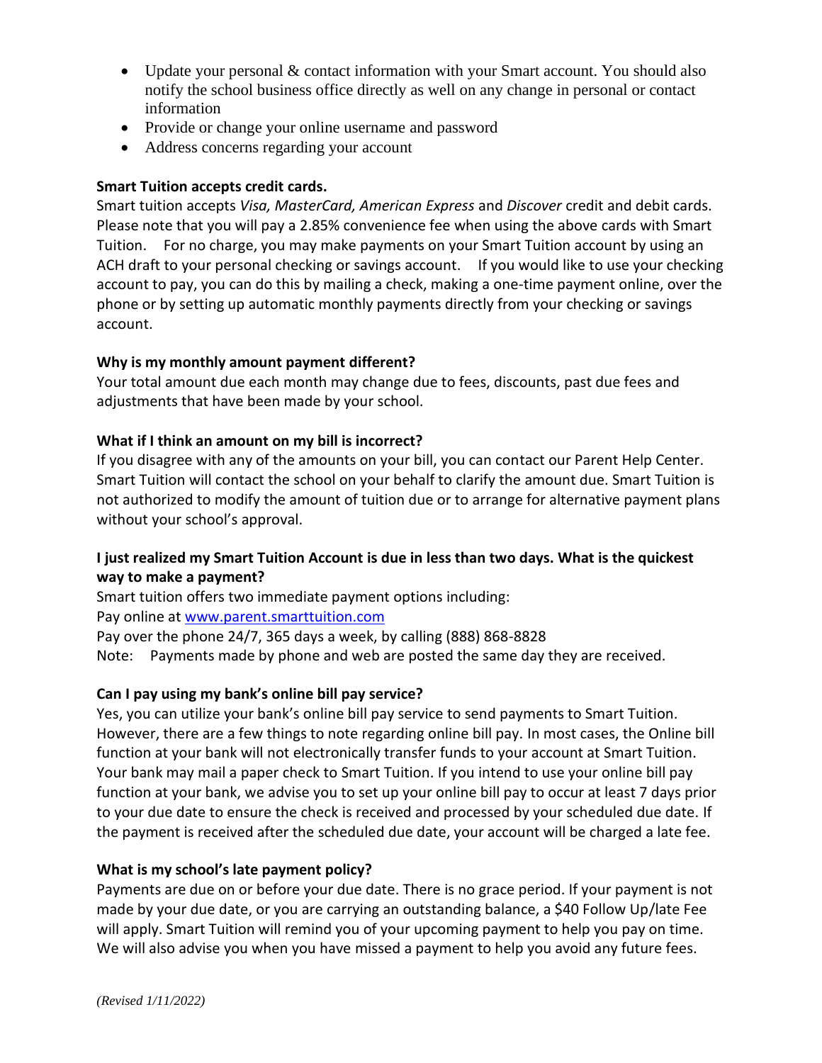- Update your personal & contact information with your Smart account. You should also notify the school business office directly as well on any change in personal or contact information
- Provide or change your online username and password
- Address concerns regarding your account

**Smart Tuition accepts credit cards.**

Smart tuition accepts *Visa, MasterCard, American Express* and *Discover* credit and debit cards. Please note that you will pay a 2.85% convenience fee when using the above cards with Smart Tuition. For no charge, you may make payments on your Smart Tuition account by using an ACH draft to your personal checking or savings account. If you would like to use your checking account to pay, you can do this by mailing a check, making a one-time payment online, over the phone or by setting up automatic monthly payments directly from your checking or savings account.

**Why is my monthly amount payment different?**

Your total amount due each month may change due to fees, discounts, past due fees and adjustments that have been made by your school.

**What if I think an amount on my bill is incorrect?**

If you disagree with any of the amounts on your bill, you can contact our Parent Help Center. Smart Tuition will contact the school on your behalf to clarify the amount due. Smart Tuition is not authorized to modify the amount of tuition due or to arrange for alternative payment plans without your school's approval.

**I just realized my Smart Tuition Account is due in less than two days. What is the quickest way to make a payment?**

Smart tuition offers two immediate payment options including:

Pay online at [www.parent.smarttuition.com](www.parent.smarttuition.com)

Pay over the phone 24/7, 365 days a week, by calling (888) 868-8828

Note: Payments made by phone and web are posted the same day they are received.

**Can I pay using my bank's online bill pay service?**

Yes, you can utilize your bank's online bill pay service to send payments to Smart Tuition. However, there are a few things to note regarding online bill pay. In most cases, the Online bill function at your bank will not electronically transfer funds to your account at Smart Tuition. Your bank may mail a paper check to Smart Tuition. If you intend to use your online bill pay function at your bank, we advise you to set up your online bill pay to occur at least 7 days prior to your due date to ensure the check is received and processed by your scheduled due date. If the payment is received after the scheduled due date, your account will be charged a late fee.

**What is my school's late payment policy?**

Payments are due on or before your due date. There is no grace period. If your payment is not made by your due date, or you are carrying an outstanding balance, a $40 Follow Up/late Fee will apply. Smart Tuition will remind you of your upcoming payment to help you pay on time. We will also advise you when you have missed a payment to help you avoid any future fees.

*(Revised 1/11/2022)*